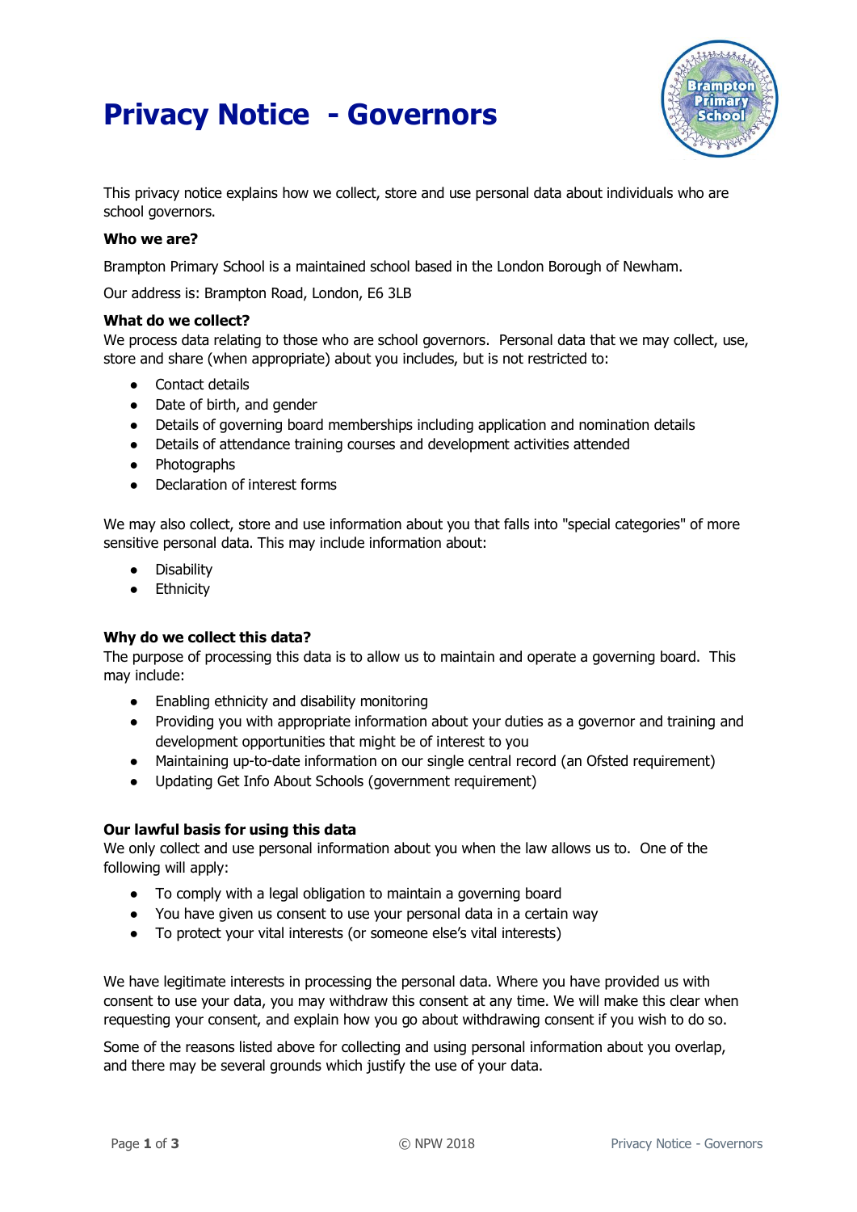# Privacy Notice - Governors

This privacy notice explains how we collect, store and use personal data about individuals who are school governors.

**Who we are?**

Brampton Primary School is a maintained school based in the London Borough of Newham.

Our address is: Brampton Road, London, E6 3LB

**What do we collect?**

We process data relating to those who are school governors. Personal data that we may collect, use, store and share (when appropriate) about you includes, but is not restricted to:

- Contact details
- Date of birth, and gender
- Details of governing board memberships including application and nomination details
- Details of attendance training courses and development activities attended
- Photographs
- Declaration of interest forms

We may also collect, store and use information about you that falls into "special categories" of more sensitive personal data. This may include information about:

- Disability
- Ethnicity

**Why do we collect this data?**

The purpose of processing this data is to allow us to maintain and operate a governing board. This may include:

- Enabling ethnicity and disability monitoring
- Providing you with appropriate information about your duties as a governor and training and development opportunities that might be of interest to you
- Maintaining up-to-date information on our single central record (an Ofsted requirement)
- Updating Get Info About Schools (government requirement)

**Our lawful basis for using this data**

We only collect and use personal information about you when the law allows us to. One of the following will apply:

- To comply with a legal obligation to maintain a governing board
- You have given us consent to use your personal data in a certain way
- To protect your vital interests (or someone else's vital interests)

We have legitimate interests in processing the personal data. Where you have provided us with consent to use your data, you may withdraw this consent at any time. We will make this clear when requesting your consent, and explain how you go about withdrawing consent if you wish to do so.

Some of the reasons listed above for collecting and using personal information about you overlap, and there may be several grounds which justify the use of your data.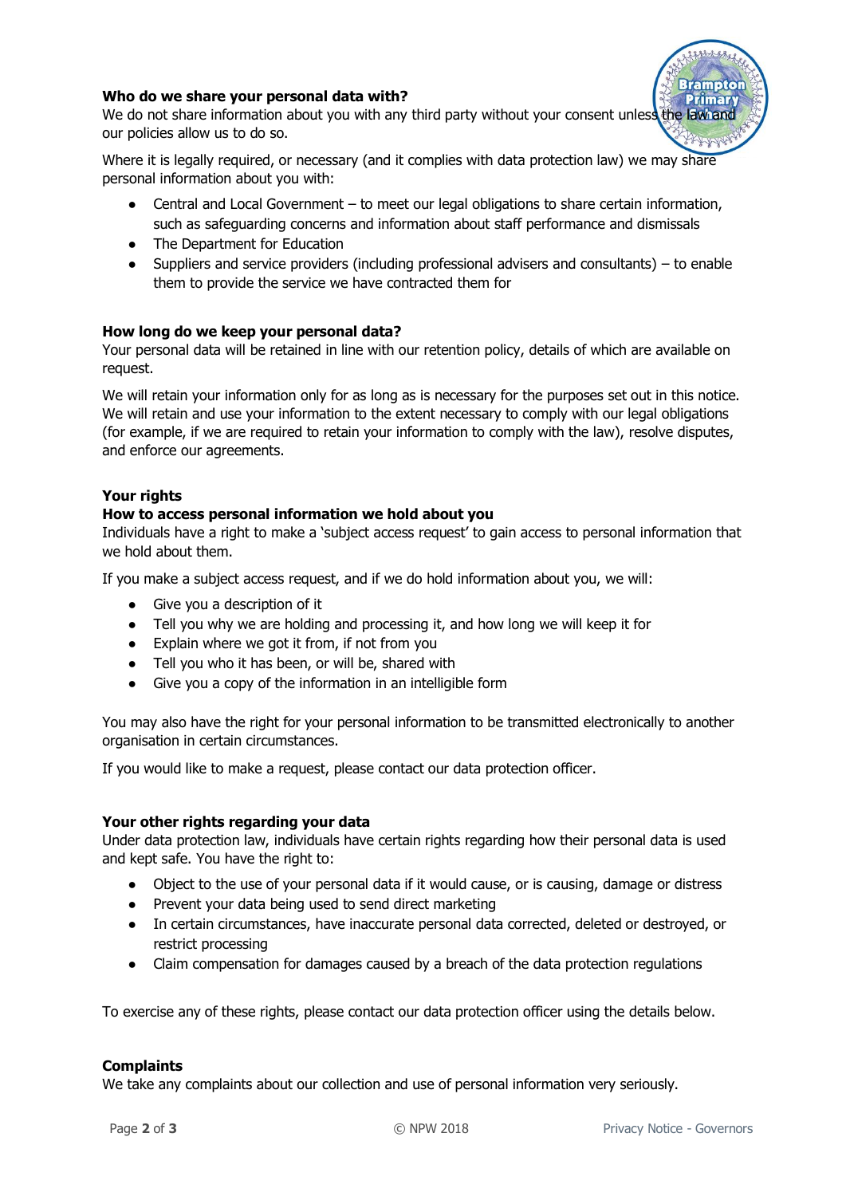### Who do we share your personal data with?

We do not share information about you with any third party without your consent unless the law and our policies allow us to do so.

Where it is legally required, or necessary (and it complies with data protection law) we may share personal information about you with:

- Central and Local Government – to meet our legal obligations to share certain information, such as safeguarding concerns and information about staff performance and dismissals
- The Department for Education
- Suppliers and service providers (including professional advisers and consultants) – to enable them to provide the service we have contracted them for

### How long do we keep your personal data?

Your personal data will be retained in line with our retention policy, details of which are available on request.

We will retain your information only for as long as is necessary for the purposes set out in this notice. We will retain and use your information to the extent necessary to comply with our legal obligations (for example, if we are required to retain your information to comply with the law), resolve disputes, and enforce our agreements.

### Your rights

#### How to access personal information we hold about you

Individuals have a right to make a 'subject access request' to gain access to personal information that we hold about them.

If you make a subject access request, and if we do hold information about you, we will:

- Give you a description of it
- Tell you why we are holding and processing it, and how long we will keep it for
- Explain where we got it from, if not from you
- Tell you who it has been, or will be, shared with
- Give you a copy of the information in an intelligible form

You may also have the right for your personal information to be transmitted electronically to another organisation in certain circumstances.

If you would like to make a request, please contact our data protection officer.

### Your other rights regarding your data

Under data protection law, individuals have certain rights regarding how their personal data is used and kept safe. You have the right to:

- Object to the use of your personal data if it would cause, or is causing, damage or distress
- Prevent your data being used to send direct marketing
- In certain circumstances, have inaccurate personal data corrected, deleted or destroyed, or restrict processing
- Claim compensation for damages caused by a breach of the data protection regulations

To exercise any of these rights, please contact our data protection officer using the details below.

### Complaints

We take any complaints about our collection and use of personal information very seriously.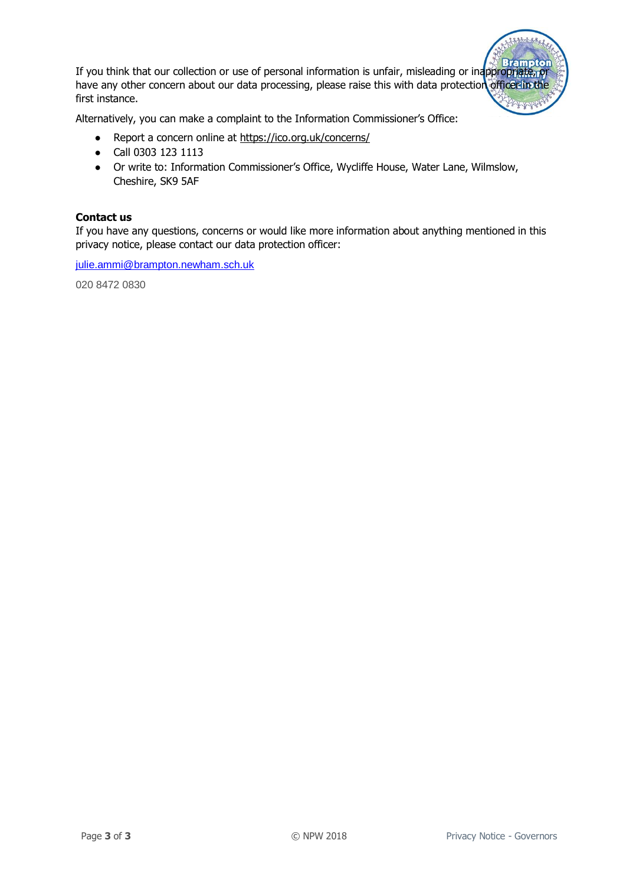If you think that our collection or use of personal information is unfair, misleading or inappropriate, or have any other concern about our data processing, please raise this with data protection officer in the first instance.

Alternatively, you can make a complaint to the Information Commissioner's Office:

- Report a concern online at https://ico.org.uk/concerns/
- Call 0303 123 1113
- Or write to: Information Commissioner's Office, Wycliffe House, Water Lane, Wilmslow, Cheshire, SK9 5AF

**Contact us**

If you have any questions, concerns or would like more information about anything mentioned in this privacy notice, please contact our data protection officer:

julie.ammi@brampton.newham.sch.uk

020 8472 0830